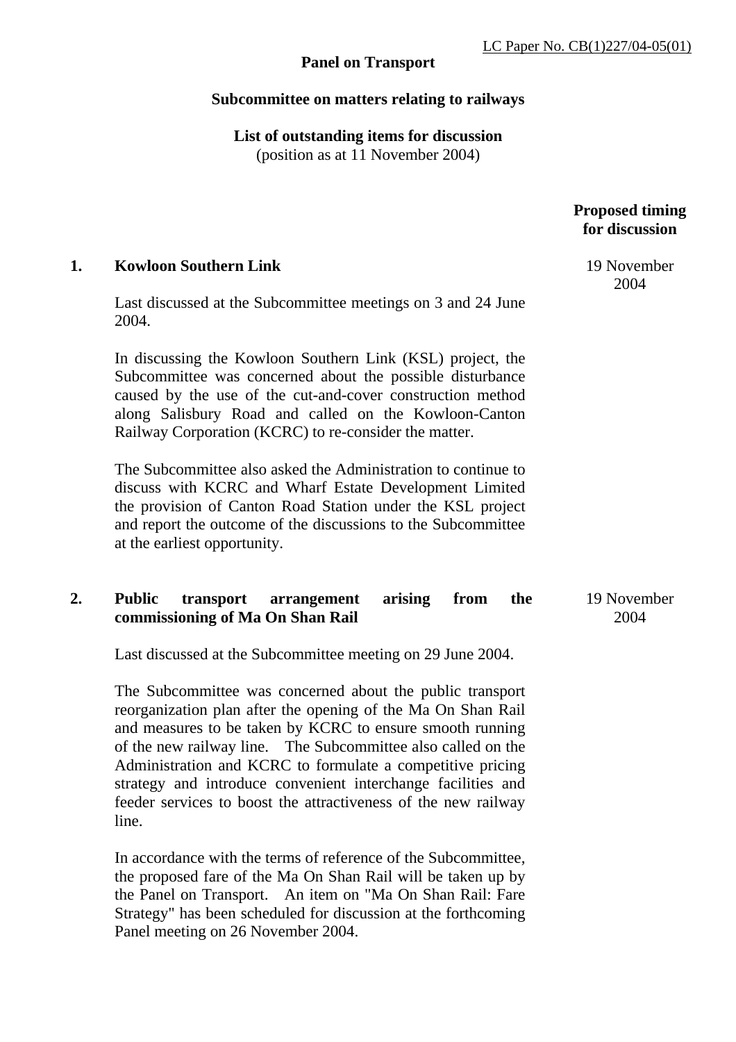LC Paper No. CB(1)227/04-05(01)

**Panel on Transport**

**Subcommittee on matters relating to railways**

**List of outstanding items for discussion**
(position as at 11 November 2004)

**Proposed timing for discussion**

**1. Kowloon Southern Link** — 19 November 2004

Last discussed at the Subcommittee meetings on 3 and 24 June 2004.

In discussing the Kowloon Southern Link (KSL) project, the Subcommittee was concerned about the possible disturbance caused by the use of the cut-and-cover construction method along Salisbury Road and called on the Kowloon-Canton Railway Corporation (KCRC) to re-consider the matter.

The Subcommittee also asked the Administration to continue to discuss with KCRC and Wharf Estate Development Limited the provision of Canton Road Station under the KSL project and report the outcome of the discussions to the Subcommittee at the earliest opportunity.

**2. Public transport arrangement arising from the commissioning of Ma On Shan Rail** — 19 November 2004

Last discussed at the Subcommittee meeting on 29 June 2004.

The Subcommittee was concerned about the public transport reorganization plan after the opening of the Ma On Shan Rail and measures to be taken by KCRC to ensure smooth running of the new railway line. The Subcommittee also called on the Administration and KCRC to formulate a competitive pricing strategy and introduce convenient interchange facilities and feeder services to boost the attractiveness of the new railway line.

In accordance with the terms of reference of the Subcommittee, the proposed fare of the Ma On Shan Rail will be taken up by the Panel on Transport. An item on "Ma On Shan Rail: Fare Strategy" has been scheduled for discussion at the forthcoming Panel meeting on 26 November 2004.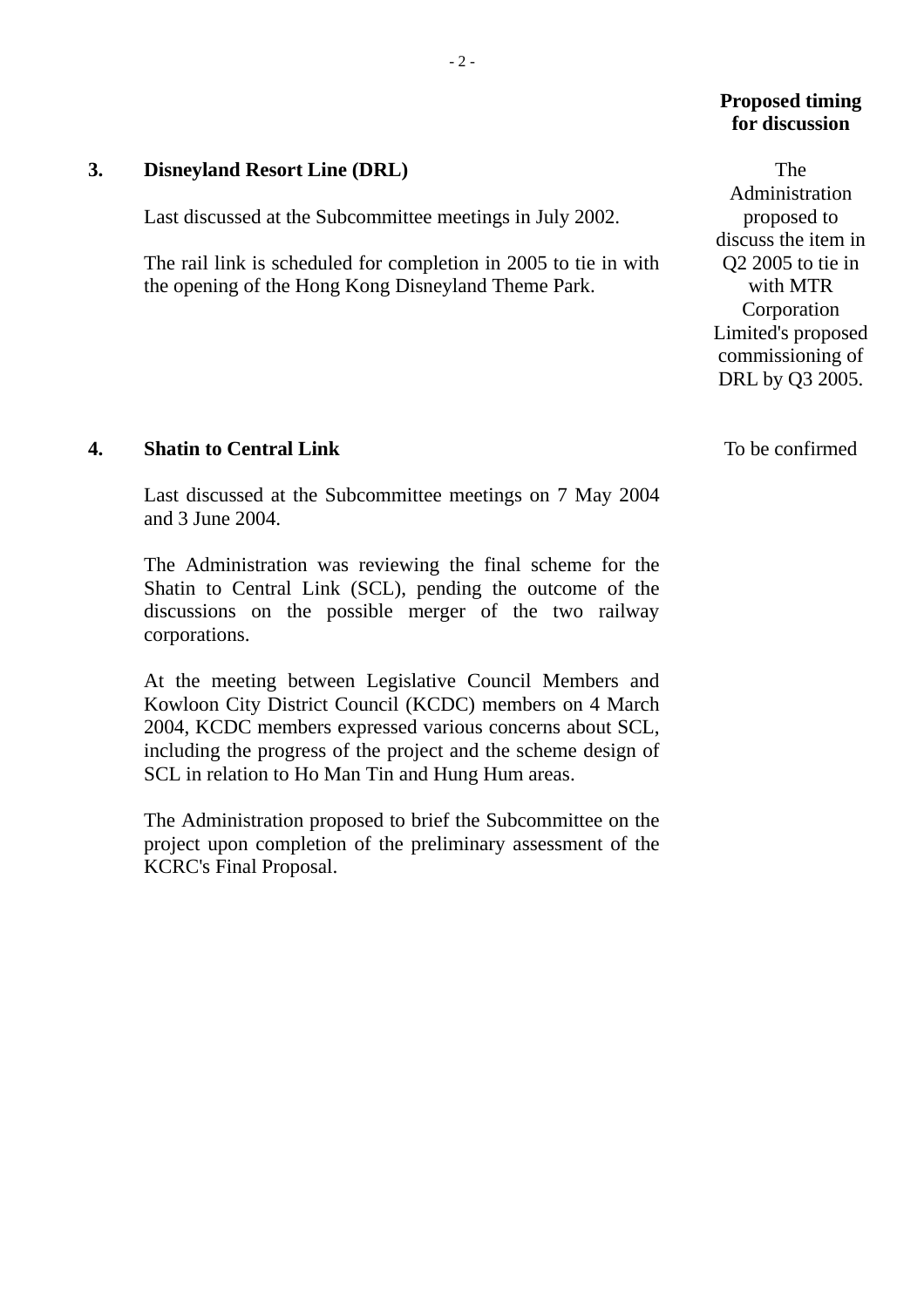| | | Proposed timing for discussion |
|---|---|---|
| **3.** | **Disneyland Resort Line (DRL)**<br><br>Last discussed at the Subcommittee meetings in July 2002.<br><br>The rail link is scheduled for completion in 2005 to tie in with the opening of the Hong Kong Disneyland Theme Park. | The Administration proposed to discuss the item in Q2 2005 to tie in with MTR Corporation Limited's proposed commissioning of DRL by Q3 2005. |
| **4.** | **Shatin to Central Link**<br><br>Last discussed at the Subcommittee meetings on 7 May 2004 and 3 June 2004.<br><br>The Administration was reviewing the final scheme for the Shatin to Central Link (SCL), pending the outcome of the discussions on the possible merger of the two railway corporations.<br><br>At the meeting between Legislative Council Members and Kowloon City District Council (KCDC) members on 4 March 2004, KCDC members expressed various concerns about SCL, including the progress of the project and the scheme design of SCL in relation to Ho Man Tin and Hung Hum areas.<br><br>The Administration proposed to brief the Subcommittee on the project upon completion of the preliminary assessment of the KCRC's Final Proposal. | To be confirmed |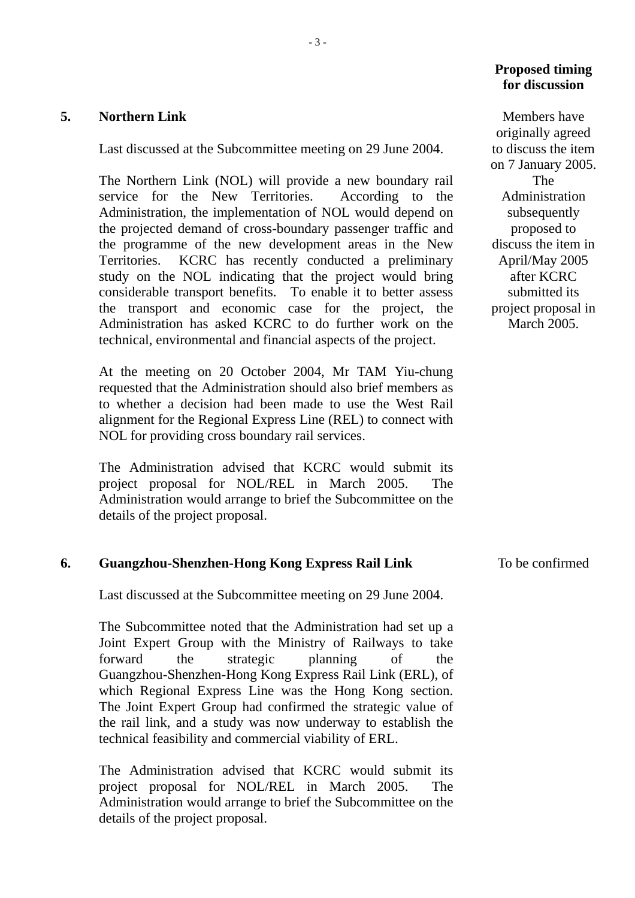**Proposed timing for discussion**

**5. Northern Link**

*Proposed timing for discussion:* Members have originally agreed to discuss the item on 7 January 2005. The Administration subsequently proposed to discuss the item in April/May 2005 after KCRC submitted its project proposal in March 2005.

Last discussed at the Subcommittee meeting on 29 June 2004.

The Northern Link (NOL) will provide a new boundary rail service for the New Territories. According to the Administration, the implementation of NOL would depend on the projected demand of cross-boundary passenger traffic and the programme of the new development areas in the New Territories. KCRC has recently conducted a preliminary study on the NOL indicating that the project would bring considerable transport benefits. To enable it to better assess the transport and economic case for the project, the Administration has asked KCRC to do further work on the technical, environmental and financial aspects of the project.

At the meeting on 20 October 2004, Mr TAM Yiu-chung requested that the Administration should also brief members as to whether a decision had been made to use the West Rail alignment for the Regional Express Line (REL) to connect with NOL for providing cross boundary rail services.

The Administration advised that KCRC would submit its project proposal for NOL/REL in March 2005. The Administration would arrange to brief the Subcommittee on the details of the project proposal.

**6. Guangzhou-Shenzhen-Hong Kong Express Rail Link**

*Proposed timing for discussion:* To be confirmed

Last discussed at the Subcommittee meeting on 29 June 2004.

The Subcommittee noted that the Administration had set up a Joint Expert Group with the Ministry of Railways to take forward the strategic planning of the Guangzhou-Shenzhen-Hong Kong Express Rail Link (ERL), of which Regional Express Line was the Hong Kong section. The Joint Expert Group had confirmed the strategic value of the rail link, and a study was now underway to establish the technical feasibility and commercial viability of ERL.

The Administration advised that KCRC would submit its project proposal for NOL/REL in March 2005. The Administration would arrange to brief the Subcommittee on the details of the project proposal.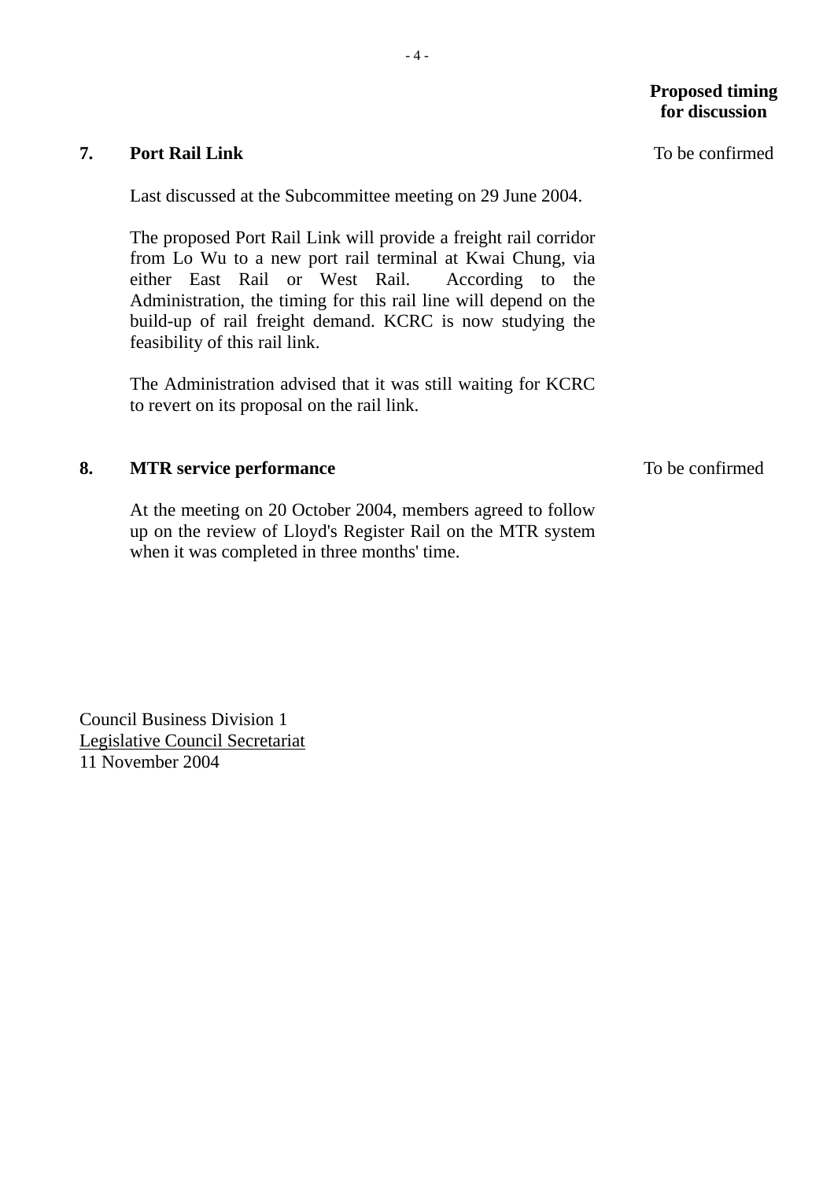**Proposed timing for discussion**

**7. Port Rail Link** — To be confirmed

Last discussed at the Subcommittee meeting on 29 June 2004.

The proposed Port Rail Link will provide a freight rail corridor from Lo Wu to a new port rail terminal at Kwai Chung, via either East Rail or West Rail. According to the Administration, the timing for this rail line will depend on the build-up of rail freight demand. KCRC is now studying the feasibility of this rail link.

The Administration advised that it was still waiting for KCRC to revert on its proposal on the rail link.

**8. MTR service performance** — To be confirmed

At the meeting on 20 October 2004, members agreed to follow up on the review of Lloyd's Register Rail on the MTR system when it was completed in three months' time.

Council Business Division 1
Legislative Council Secretariat
11 November 2004